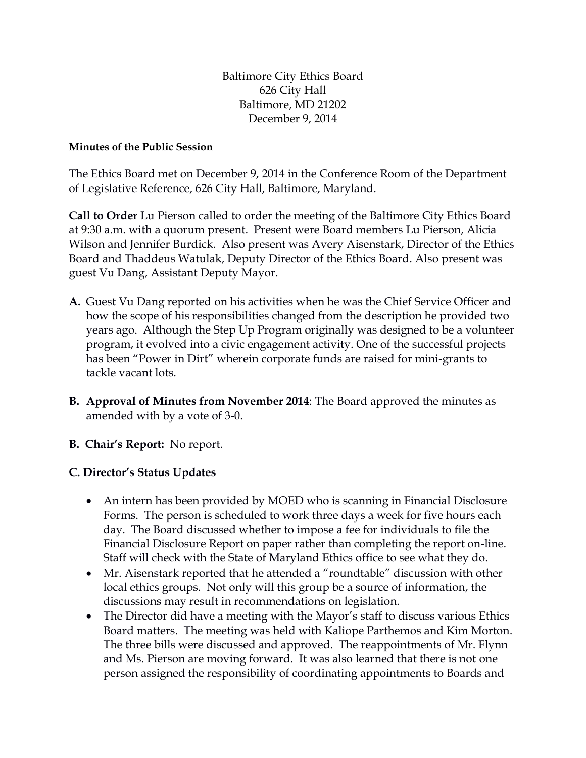Baltimore City Ethics Board
626 City Hall
Baltimore, MD 21202
December 9, 2014

**Minutes of the Public Session**

The Ethics Board met on December 9, 2014 in the Conference Room of the Department of Legislative Reference, 626 City Hall, Baltimore, Maryland.

**Call to Order** Lu Pierson called to order the meeting of the Baltimore City Ethics Board at 9:30 a.m. with a quorum present. Present were Board members Lu Pierson, Alicia Wilson and Jennifer Burdick. Also present was Avery Aisenstark, Director of the Ethics Board and Thaddeus Watulak, Deputy Director of the Ethics Board. Also present was guest Vu Dang, Assistant Deputy Mayor.

**A.** Guest Vu Dang reported on his activities when he was the Chief Service Officer and how the scope of his responsibilities changed from the description he provided two years ago. Although the Step Up Program originally was designed to be a volunteer program, it evolved into a civic engagement activity. One of the successful projects has been "Power in Dirt" wherein corporate funds are raised for mini-grants to tackle vacant lots.

**B. Approval of Minutes from November 2014**: The Board approved the minutes as amended with by a vote of 3-0.

**B. Chair's Report:** No report.

**C. Director's Status Updates**

- An intern has been provided by MOED who is scanning in Financial Disclosure Forms. The person is scheduled to work three days a week for five hours each day. The Board discussed whether to impose a fee for individuals to file the Financial Disclosure Report on paper rather than completing the report on-line. Staff will check with the State of Maryland Ethics office to see what they do.
- Mr. Aisenstark reported that he attended a "roundtable" discussion with other local ethics groups. Not only will this group be a source of information, the discussions may result in recommendations on legislation.
- The Director did have a meeting with the Mayor's staff to discuss various Ethics Board matters. The meeting was held with Kaliope Parthemos and Kim Morton. The three bills were discussed and approved. The reappointments of Mr. Flynn and Ms. Pierson are moving forward. It was also learned that there is not one person assigned the responsibility of coordinating appointments to Boards and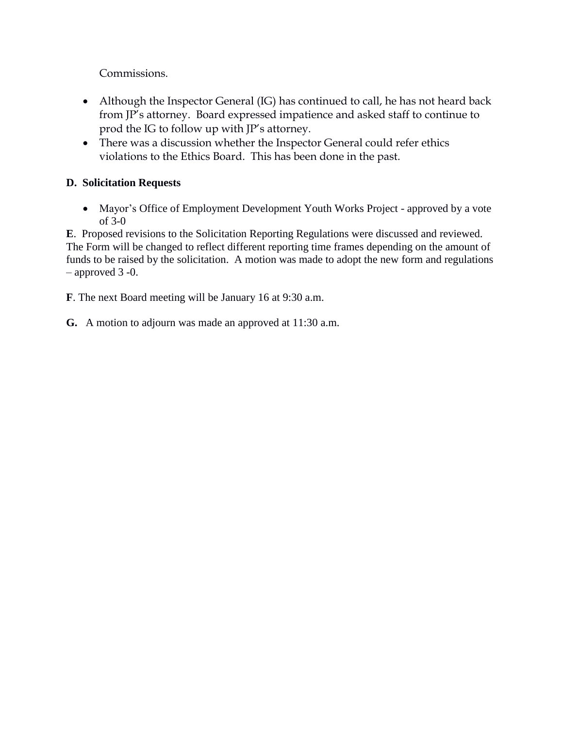Commissions.

- Although the Inspector General (IG) has continued to call, he has not heard back from JP's attorney. Board expressed impatience and asked staff to continue to prod the IG to follow up with JP's attorney.
- There was a discussion whether the Inspector General could refer ethics violations to the Ethics Board. This has been done in the past.

**D. Solicitation Requests**

- Mayor's Office of Employment Development Youth Works Project - approved by a vote of 3-0

**E**. Proposed revisions to the Solicitation Reporting Regulations were discussed and reviewed. The Form will be changed to reflect different reporting time frames depending on the amount of funds to be raised by the solicitation. A motion was made to adopt the new form and regulations – approved 3 -0.

**F**. The next Board meeting will be January 16 at 9:30 a.m.

**G.** A motion to adjourn was made an approved at 11:30 a.m.